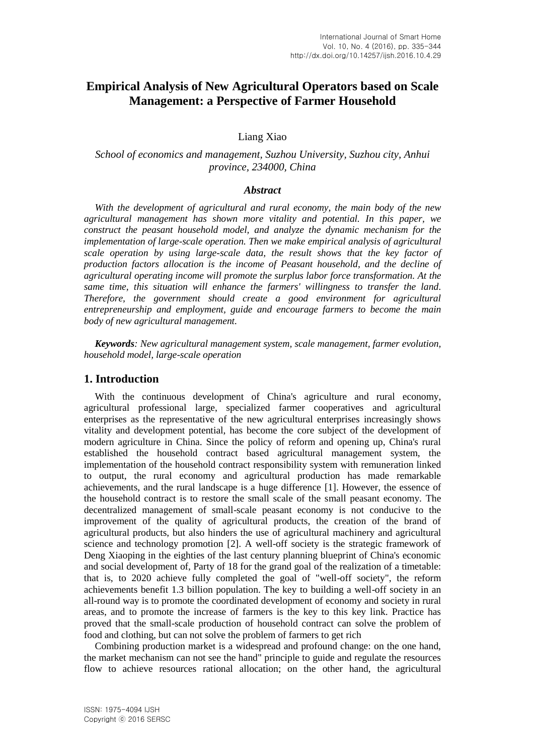# Empirical Analysis of New Agricultural Operators based on Scale Management: a Perspective of Farmer Household

Liang Xiao

*School of economics and management, Suzhou University, Suzhou city, Anhui province, 234000, China*

### *Abstract*

*With the development of agricultural and rural economy, the main body of the new agricultural management has shown more vitality and potential. In this paper, we construct the peasant household model, and analyze the dynamic mechanism for the implementation of large-scale operation. Then we make empirical analysis of agricultural scale operation by using large-scale data, the result shows that the key factor of production factors allocation is the income of Peasant household, and the decline of agricultural operating income will promote the surplus labor force transformation. At the same time, this situation will enhance the farmers' willingness to transfer the land. Therefore, the government should create a good environment for agricultural entrepreneurship and employment, guide and encourage farmers to become the main body of new agricultural management.*

***Keywords**: New agricultural management system, scale management, farmer evolution, household model, large-scale operation*

## 1. Introduction

With the continuous development of China's agriculture and rural economy, agricultural professional large, specialized farmer cooperatives and agricultural enterprises as the representative of the new agricultural enterprises increasingly shows vitality and development potential, has become the core subject of the development of modern agriculture in China. Since the policy of reform and opening up, China's rural established the household contract based agricultural management system, the implementation of the household contract responsibility system with remuneration linked to output, the rural economy and agricultural production has made remarkable achievements, and the rural landscape is a huge difference [1]. However, the essence of the household contract is to restore the small scale of the small peasant economy. The decentralized management of small-scale peasant economy is not conducive to the improvement of the quality of agricultural products, the creation of the brand of agricultural products, but also hinders the use of agricultural machinery and agricultural science and technology promotion [2]. A well-off society is the strategic framework of Deng Xiaoping in the eighties of the last century planning blueprint of China's economic and social development of, Party of 18 for the grand goal of the realization of a timetable: that is, to 2020 achieve fully completed the goal of "well-off society", the reform achievements benefit 1.3 billion population. The key to building a well-off society in an all-round way is to promote the coordinated development of economy and society in rural areas, and to promote the increase of farmers is the key to this key link. Practice has proved that the small-scale production of household contract can solve the problem of food and clothing, but can not solve the problem of farmers to get rich

Combining production market is a widespread and profound change: on the one hand, the market mechanism can not see the hand" principle to guide and regulate the resources flow to achieve resources rational allocation; on the other hand, the agricultural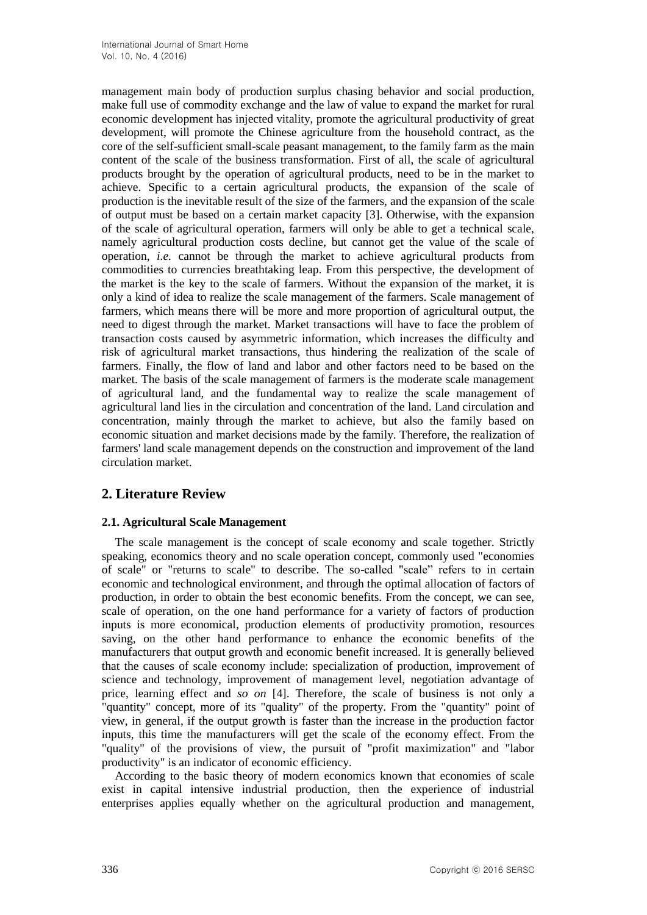management main body of production surplus chasing behavior and social production, make full use of commodity exchange and the law of value to expand the market for rural economic development has injected vitality, promote the agricultural productivity of great development, will promote the Chinese agriculture from the household contract, as the core of the self-sufficient small-scale peasant management, to the family farm as the main content of the scale of the business transformation. First of all, the scale of agricultural products brought by the operation of agricultural products, need to be in the market to achieve. Specific to a certain agricultural products, the expansion of the scale of production is the inevitable result of the size of the farmers, and the expansion of the scale of output must be based on a certain market capacity [3]. Otherwise, with the expansion of the scale of agricultural operation, farmers will only be able to get a technical scale, namely agricultural production costs decline, but cannot get the value of the scale of operation, *i.e.* cannot be through the market to achieve agricultural products from commodities to currencies breathtaking leap. From this perspective, the development of the market is the key to the scale of farmers. Without the expansion of the market, it is only a kind of idea to realize the scale management of the farmers. Scale management of farmers, which means there will be more and more proportion of agricultural output, the need to digest through the market. Market transactions will have to face the problem of transaction costs caused by asymmetric information, which increases the difficulty and risk of agricultural market transactions, thus hindering the realization of the scale of farmers. Finally, the flow of land and labor and other factors need to be based on the market. The basis of the scale management of farmers is the moderate scale management of agricultural land, and the fundamental way to realize the scale management of agricultural land lies in the circulation and concentration of the land. Land circulation and concentration, mainly through the market to achieve, but also the family based on economic situation and market decisions made by the family. Therefore, the realization of farmers' land scale management depends on the construction and improvement of the land circulation market.

## 2. Literature Review

### 2.1. Agricultural Scale Management

The scale management is the concept of scale economy and scale together. Strictly speaking, economics theory and no scale operation concept, commonly used "economies of scale" or "returns to scale" to describe. The so-called "scale" refers to in certain economic and technological environment, and through the optimal allocation of factors of production, in order to obtain the best economic benefits. From the concept, we can see, scale of operation, on the one hand performance for a variety of factors of production inputs is more economical, production elements of productivity promotion, resources saving, on the other hand performance to enhance the economic benefits of the manufacturers that output growth and economic benefit increased. It is generally believed that the causes of scale economy include: specialization of production, improvement of science and technology, improvement of management level, negotiation advantage of price, learning effect and *so on* [4]. Therefore, the scale of business is not only a "quantity" concept, more of its "quality" of the property. From the "quantity" point of view, in general, if the output growth is faster than the increase in the production factor inputs, this time the manufacturers will get the scale of the economy effect. From the "quality" of the provisions of view, the pursuit of "profit maximization" and "labor productivity" is an indicator of economic efficiency.

According to the basic theory of modern economics known that economies of scale exist in capital intensive industrial production, then the experience of industrial enterprises applies equally whether on the agricultural production and management,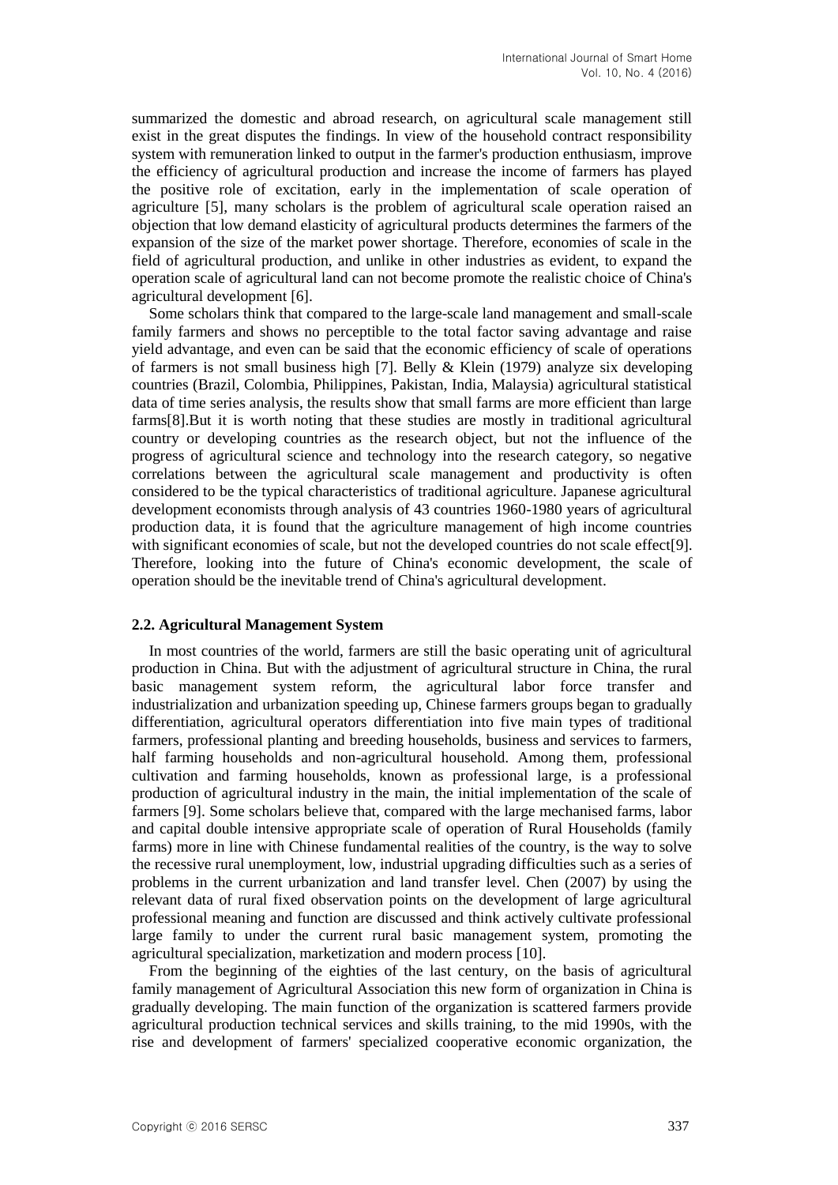summarized the domestic and abroad research, on agricultural scale management still exist in the great disputes the findings. In view of the household contract responsibility system with remuneration linked to output in the farmer's production enthusiasm, improve the efficiency of agricultural production and increase the income of farmers has played the positive role of excitation, early in the implementation of scale operation of agriculture [5], many scholars is the problem of agricultural scale operation raised an objection that low demand elasticity of agricultural products determines the farmers of the expansion of the size of the market power shortage. Therefore, economies of scale in the field of agricultural production, and unlike in other industries as evident, to expand the operation scale of agricultural land can not become promote the realistic choice of China's agricultural development [6].

Some scholars think that compared to the large-scale land management and small-scale family farmers and shows no perceptible to the total factor saving advantage and raise yield advantage, and even can be said that the economic efficiency of scale of operations of farmers is not small business high [7]. Belly & Klein (1979) analyze six developing countries (Brazil, Colombia, Philippines, Pakistan, India, Malaysia) agricultural statistical data of time series analysis, the results show that small farms are more efficient than large farms[8].But it is worth noting that these studies are mostly in traditional agricultural country or developing countries as the research object, but not the influence of the progress of agricultural science and technology into the research category, so negative correlations between the agricultural scale management and productivity is often considered to be the typical characteristics of traditional agriculture. Japanese agricultural development economists through analysis of 43 countries 1960-1980 years of agricultural production data, it is found that the agriculture management of high income countries with significant economies of scale, but not the developed countries do not scale effect[9]. Therefore, looking into the future of China's economic development, the scale of operation should be the inevitable trend of China's agricultural development.

### 2.2. Agricultural Management System

In most countries of the world, farmers are still the basic operating unit of agricultural production in China. But with the adjustment of agricultural structure in China, the rural basic management system reform, the agricultural labor force transfer and industrialization and urbanization speeding up, Chinese farmers groups began to gradually differentiation, agricultural operators differentiation into five main types of traditional farmers, professional planting and breeding households, business and services to farmers, half farming households and non-agricultural household. Among them, professional cultivation and farming households, known as professional large, is a professional production of agricultural industry in the main, the initial implementation of the scale of farmers [9]. Some scholars believe that, compared with the large mechanised farms, labor and capital double intensive appropriate scale of operation of Rural Households (family farms) more in line with Chinese fundamental realities of the country, is the way to solve the recessive rural unemployment, low, industrial upgrading difficulties such as a series of problems in the current urbanization and land transfer level. Chen (2007) by using the relevant data of rural fixed observation points on the development of large agricultural professional meaning and function are discussed and think actively cultivate professional large family to under the current rural basic management system, promoting the agricultural specialization, marketization and modern process [10].

From the beginning of the eighties of the last century, on the basis of agricultural family management of Agricultural Association this new form of organization in China is gradually developing. The main function of the organization is scattered farmers provide agricultural production technical services and skills training, to the mid 1990s, with the rise and development of farmers' specialized cooperative economic organization, the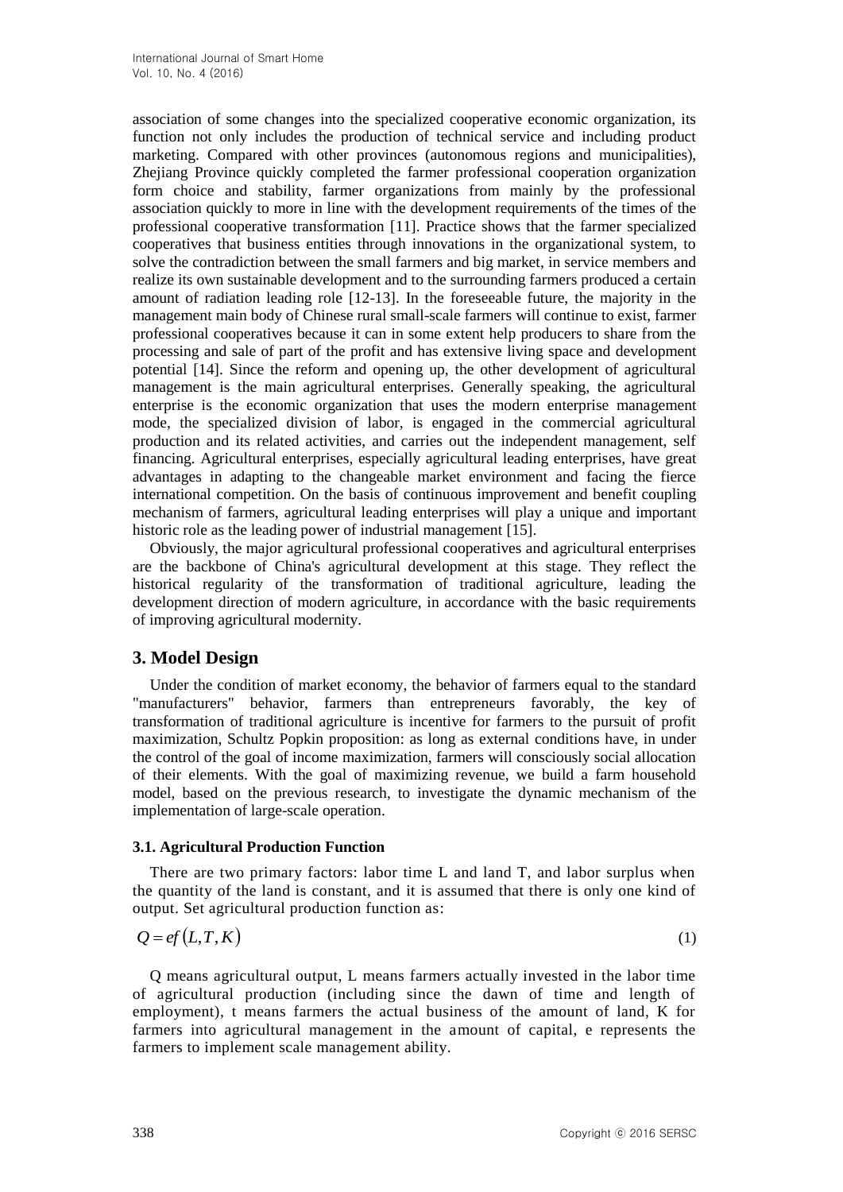association of some changes into the specialized cooperative economic organization, its function not only includes the production of technical service and including product marketing. Compared with other provinces (autonomous regions and municipalities), Zhejiang Province quickly completed the farmer professional cooperation organization form choice and stability, farmer organizations from mainly by the professional association quickly to more in line with the development requirements of the times of the professional cooperative transformation [11]. Practice shows that the farmer specialized cooperatives that business entities through innovations in the organizational system, to solve the contradiction between the small farmers and big market, in service members and realize its own sustainable development and to the surrounding farmers produced a certain amount of radiation leading role [12-13]. In the foreseeable future, the majority in the management main body of Chinese rural small-scale farmers will continue to exist, farmer professional cooperatives because it can in some extent help producers to share from the processing and sale of part of the profit and has extensive living space and development potential [14]. Since the reform and opening up, the other development of agricultural management is the main agricultural enterprises. Generally speaking, the agricultural enterprise is the economic organization that uses the modern enterprise management mode, the specialized division of labor, is engaged in the commercial agricultural production and its related activities, and carries out the independent management, self financing. Agricultural enterprises, especially agricultural leading enterprises, have great advantages in adapting to the changeable market environment and facing the fierce international competition. On the basis of continuous improvement and benefit coupling mechanism of farmers, agricultural leading enterprises will play a unique and important historic role as the leading power of industrial management [15].

Obviously, the major agricultural professional cooperatives and agricultural enterprises are the backbone of China's agricultural development at this stage. They reflect the historical regularity of the transformation of traditional agriculture, leading the development direction of modern agriculture, in accordance with the basic requirements of improving agricultural modernity.

## 3. Model Design

Under the condition of market economy, the behavior of farmers equal to the standard "manufacturers" behavior, farmers than entrepreneurs favorably, the key of transformation of traditional agriculture is incentive for farmers to the pursuit of profit maximization, Schultz Popkin proposition: as long as external conditions have, in under the control of the goal of income maximization, farmers will consciously social allocation of their elements. With the goal of maximizing revenue, we build a farm household model, based on the previous research, to investigate the dynamic mechanism of the implementation of large-scale operation.

### 3.1. Agricultural Production Function

There are two primary factors: labor time L and land T, and labor surplus when the quantity of the land is constant, and it is assumed that there is only one kind of output. Set agricultural production function as:

$$Q = ef\left(L, T, K\right) \tag{1}$$

Q means agricultural output, L means farmers actually invested in the labor time of agricultural production (including since the dawn of time and length of employment), t means farmers the actual business of the amount of land, K for farmers into agricultural management in the amount of capital, e represents the farmers to implement scale management ability.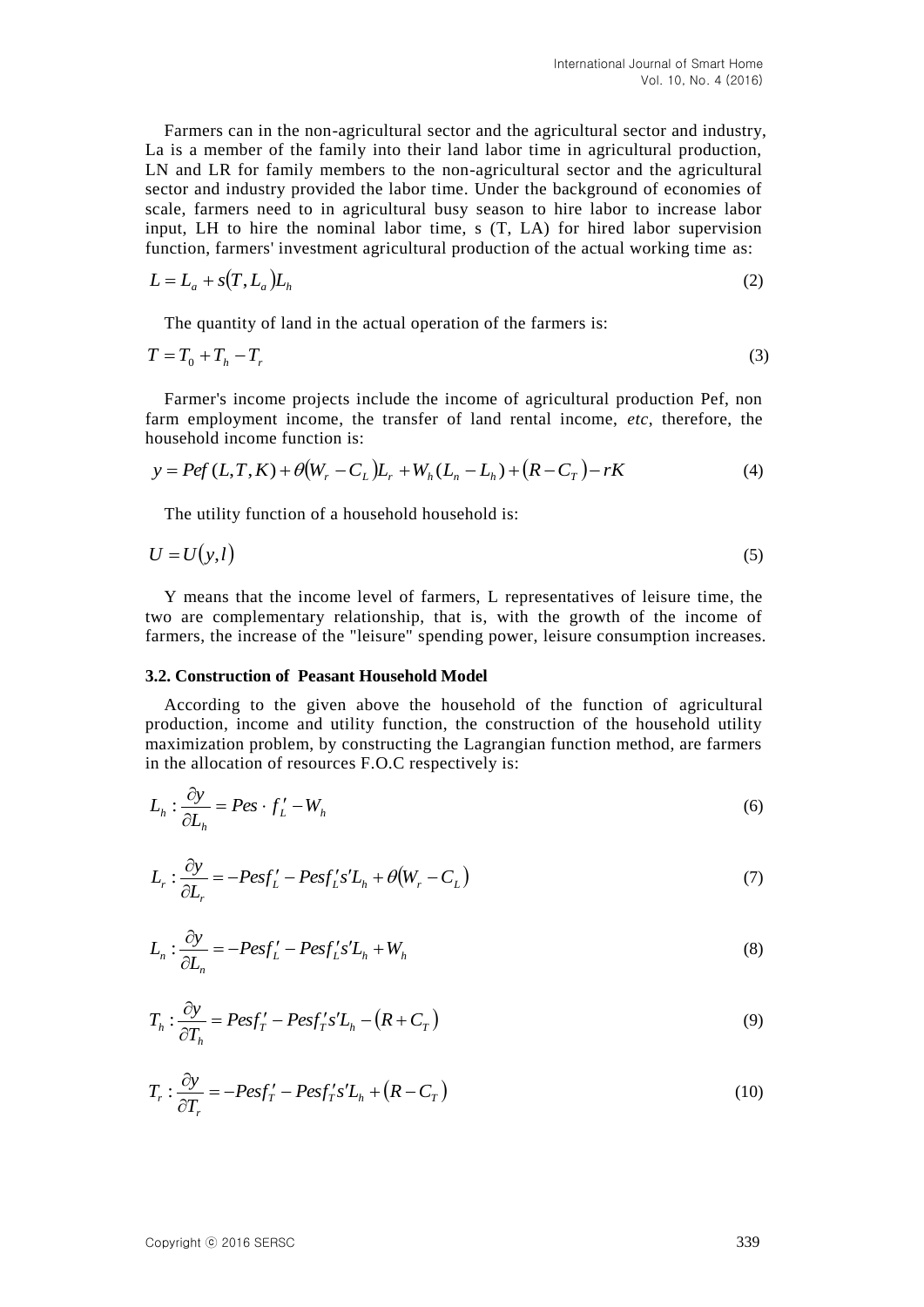Farmers can in the non-agricultural sector and the agricultural sector and industry, La is a member of the family into their land labor time in agricultural production, LN and LR for family members to the non-agricultural sector and the agricultural sector and industry provided the labor time. Under the background of economies of scale, farmers need to in agricultural busy season to hire labor to increase labor input, LH to hire the nominal labor time, s (T, LA) for hired labor supervision function, farmers' investment agricultural production of the actual working time as:

$$L = L_a + s(T, L_a)L_h \tag{2}$$

The quantity of land in the actual operation of the farmers is:

$$T = T_0 + T_h - T_r \tag{3}$$

Farmer's income projects include the income of agricultural production Pef, non farm employment income, the transfer of land rental income, *etc*, therefore, the household income function is:

$$y = Pef(L,T,K) + \theta(W_r - C_L)L_r + W_h(L_n - L_h) + (R - C_T) - rK \tag{4}$$

The utility function of a household household is:

$$U = U(y,l) \tag{5}$$

Y means that the income level of farmers, L representatives of leisure time, the two are complementary relationship, that is, with the growth of the income of farmers, the increase of the "leisure" spending power, leisure consumption increases.

### 3.2. Construction of Peasant Household Model

According to the given above the household of the function of agricultural production, income and utility function, the construction of the household utility maximization problem, by constructing the Lagrangian function method, are farmers in the allocation of resources F.O.C respectively is:

$$L_h : \frac{\partial y}{\partial L_h} = Pes \cdot f_L' - W_h \tag{6}$$

$$L_r : \frac{\partial y}{\partial L_r} = -Pesf_L' - Pesf_L's'L_h + \theta(W_r - C_L) \tag{7}$$

$$L_n : \frac{\partial y}{\partial L_n} = -Pesf_L' - Pesf_L's'L_h + W_h \tag{8}$$

$$T_h : \frac{\partial y}{\partial T_h} = Pesf_T' - Pesf_T's'L_h - (R + C_T) \tag{9}$$

$$T_r : \frac{\partial y}{\partial T_r} = -Pesf_T' - Pesf_T's'L_h + (R - C_T) \tag{10}$$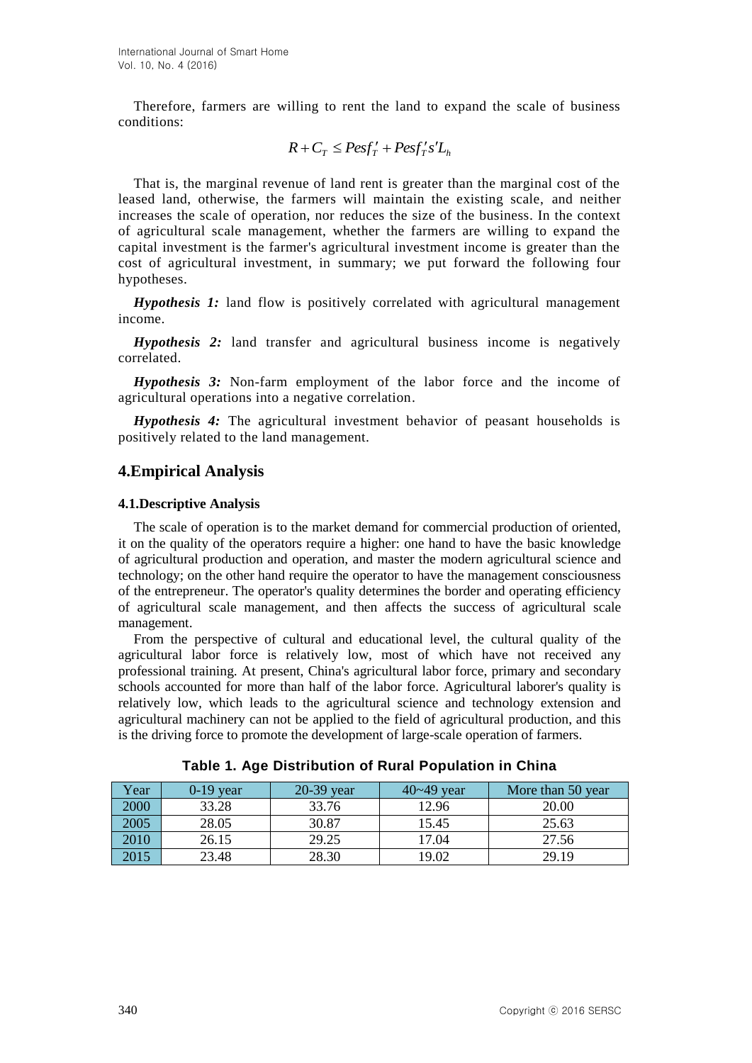Therefore, farmers are willing to rent the land to expand the scale of business conditions:

$$R + C_T \leq Pesf_T' + Pesf_T' s' L_h$$

That is, the marginal revenue of land rent is greater than the marginal cost of the leased land, otherwise, the farmers will maintain the existing scale, and neither increases the scale of operation, nor reduces the size of the business. In the context of agricultural scale management, whether the farmers are willing to expand the capital investment is the farmer's agricultural investment income is greater than the cost of agricultural investment, in summary; we put forward the following four hypotheses.

***Hypothesis 1:*** land flow is positively correlated with agricultural management income.

***Hypothesis 2:*** land transfer and agricultural business income is negatively correlated.

***Hypothesis 3:*** Non-farm employment of the labor force and the income of agricultural operations into a negative correlation.

***Hypothesis 4:*** The agricultural investment behavior of peasant households is positively related to the land management.

## 4.Empirical Analysis

### 4.1.Descriptive Analysis

The scale of operation is to the market demand for commercial production of oriented, it on the quality of the operators require a higher: one hand to have the basic knowledge of agricultural production and operation, and master the modern agricultural science and technology; on the other hand require the operator to have the management consciousness of the entrepreneur. The operator's quality determines the border and operating efficiency of agricultural scale management, and then affects the success of agricultural scale management.

From the perspective of cultural and educational level, the cultural quality of the agricultural labor force is relatively low, most of which have not received any professional training. At present, China's agricultural labor force, primary and secondary schools accounted for more than half of the labor force. Agricultural laborer's quality is relatively low, which leads to the agricultural science and technology extension and agricultural machinery can not be applied to the field of agricultural production, and this is the driving force to promote the development of large-scale operation of farmers.

**Table 1. Age Distribution of Rural Population in China**

| Year | 0-19 year | 20-39 year | 40~49 year | More than 50 year |
|---|---|---|---|---|
| 2000 | 33.28 | 33.76 | 12.96 | 20.00 |
| 2005 | 28.05 | 30.87 | 15.45 | 25.63 |
| 2010 | 26.15 | 29.25 | 17.04 | 27.56 |
| 2015 | 23.48 | 28.30 | 19.02 | 29.19 |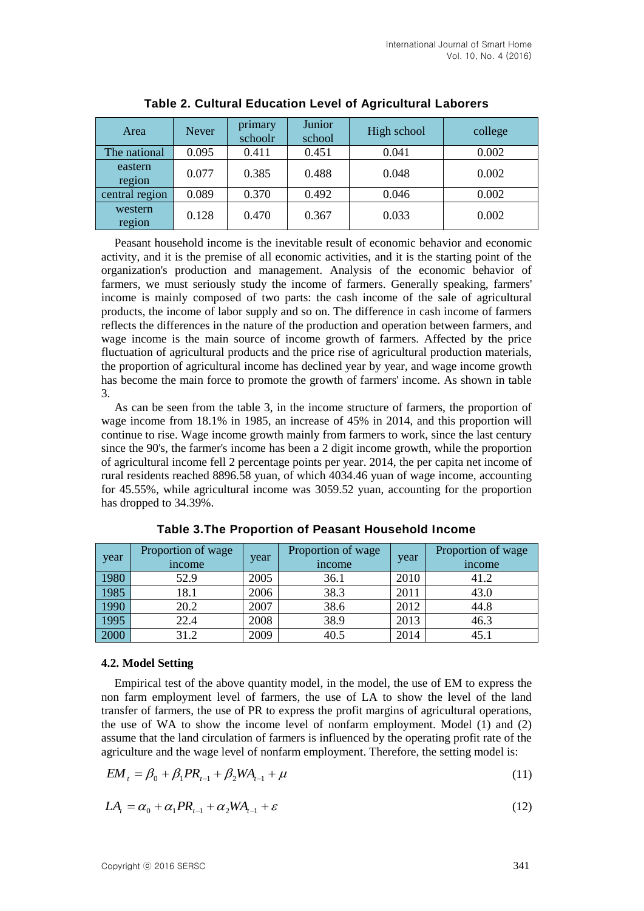**Table 2. Cultural Education Level of Agricultural Laborers**

| Area | Never | primary schoolr | Junior school | High school | college |
|---|---|---|---|---|---|
| The national | 0.095 | 0.411 | 0.451 | 0.041 | 0.002 |
| eastern region | 0.077 | 0.385 | 0.488 | 0.048 | 0.002 |
| central region | 0.089 | 0.370 | 0.492 | 0.046 | 0.002 |
| western region | 0.128 | 0.470 | 0.367 | 0.033 | 0.002 |

Peasant household income is the inevitable result of economic behavior and economic activity, and it is the premise of all economic activities, and it is the starting point of the organization's production and management. Analysis of the economic behavior of farmers, we must seriously study the income of farmers. Generally speaking, farmers' income is mainly composed of two parts: the cash income of the sale of agricultural products, the income of labor supply and so on. The difference in cash income of farmers reflects the differences in the nature of the production and operation between farmers, and wage income is the main source of income growth of farmers. Affected by the price fluctuation of agricultural products and the price rise of agricultural production materials, the proportion of agricultural income has declined year by year, and wage income growth has become the main force to promote the growth of farmers' income. As shown in table 3.

As can be seen from the table 3, in the income structure of farmers, the proportion of wage income from 18.1% in 1985, an increase of 45% in 2014, and this proportion will continue to rise. Wage income growth mainly from farmers to work, since the last century since the 90's, the farmer's income has been a 2 digit income growth, while the proportion of agricultural income fell 2 percentage points per year. 2014, the per capita net income of rural residents reached 8896.58 yuan, of which 4034.46 yuan of wage income, accounting for 45.55%, while agricultural income was 3059.52 yuan, accounting for the proportion has dropped to 34.39%.

**Table 3.The Proportion of Peasant Household Income**

| year | Proportion of wage income | year | Proportion of wage income | year | Proportion of wage income |
|---|---|---|---|---|---|
| 1980 | 52.9 | 2005 | 36.1 | 2010 | 41.2 |
| 1985 | 18.1 | 2006 | 38.3 | 2011 | 43.0 |
| 1990 | 20.2 | 2007 | 38.6 | 2012 | 44.8 |
| 1995 | 22.4 | 2008 | 38.9 | 2013 | 46.3 |
| 2000 | 31.2 | 2009 | 40.5 | 2014 | 45.1 |

### 4.2. Model Setting

Empirical test of the above quantity model, in the model, the use of EM to express the non farm employment level of farmers, the use of LA to show the level of the land transfer of farmers, the use of PR to express the profit margins of agricultural operations, the use of WA to show the income level of nonfarm employment. Model (1) and (2) assume that the land circulation of farmers is influenced by the operating profit rate of the agriculture and the wage level of nonfarm employment. Therefore, the setting model is:

$$EM_t = \beta_0 + \beta_1 PR_{t-1} + \beta_2 WA_{t-1} + \mu \tag{11}$$

$$LA_t = \alpha_0 + \alpha_1 PR_{t-1} + \alpha_2 WA_{t-1} + \varepsilon \tag{12}$$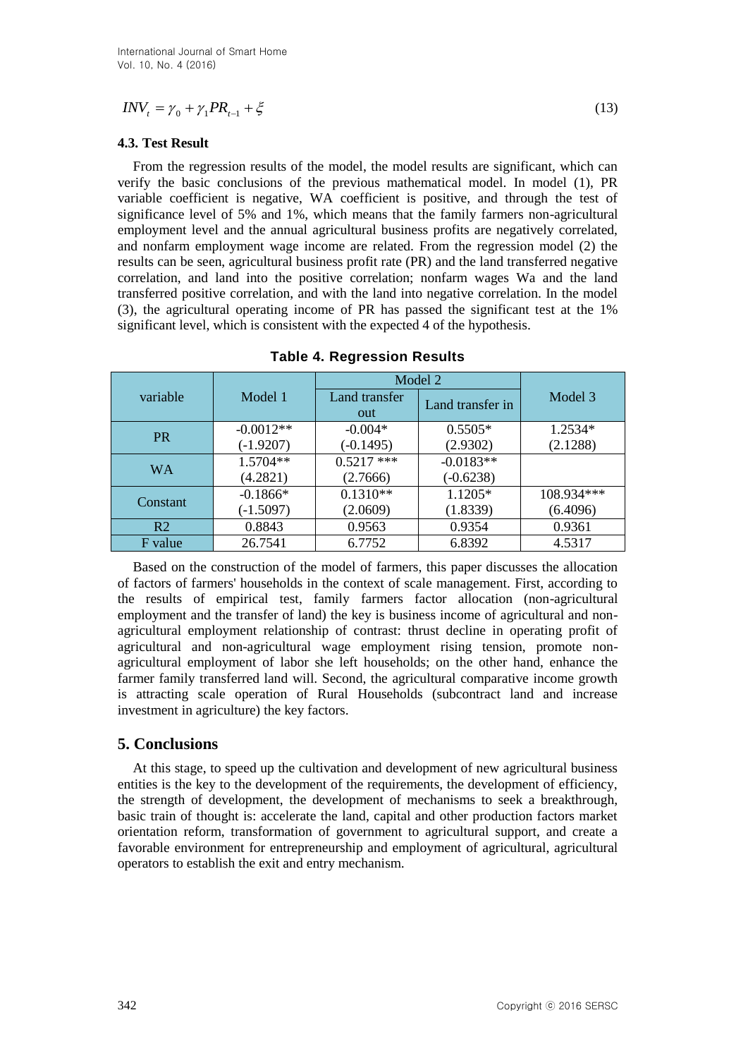$$INV_t = \gamma_0 + \gamma_1 PR_{t-1} + \xi \tag{13}$$

### 4.3. Test Result

From the regression results of the model, the model results are significant, which can verify the basic conclusions of the previous mathematical model. In model (1), PR variable coefficient is negative, WA coefficient is positive, and through the test of significance level of 5% and 1%, which means that the family farmers non-agricultural employment level and the annual agricultural business profits are negatively correlated, and nonfarm employment wage income are related. From the regression model (2) the results can be seen, agricultural business profit rate (PR) and the land transferred negative correlation, and land into the positive correlation; nonfarm wages Wa and the land transferred positive correlation, and with the land into negative correlation. In the model (3), the agricultural operating income of PR has passed the significant test at the 1% significant level, which is consistent with the expected 4 of the hypothesis.

**Table 4. Regression Results**

| variable | Model 1 | Model 2 | | Model 3 |
|---|---|---|---|---|
| | | Land transfer out | Land transfer in | |
| PR | -0.0012** (-1.9207) | -0.004* (-0.1495) | 0.5505* (2.9302) | 1.2534* (2.1288) |
| WA | 1.5704** (4.2821) | 0.5217 *** (2.7666) | -0.0183** (-0.6238) | |
| Constant | -0.1866* (-1.5097) | 0.1310** (2.0609) | 1.1205* (1.8339) | 108.934*** (6.4096) |
| R2 | 0.8843 | 0.9563 | 0.9354 | 0.9361 |
| F value | 26.7541 | 6.7752 | 6.8392 | 4.5317 |

Based on the construction of the model of farmers, this paper discusses the allocation of factors of farmers' households in the context of scale management. First, according to the results of empirical test, family farmers factor allocation (non-agricultural employment and the transfer of land) the key is business income of agricultural and non-agricultural employment relationship of contrast: thrust decline in operating profit of agricultural and non-agricultural wage employment rising tension, promote non-agricultural employment of labor she left households; on the other hand, enhance the farmer family transferred land will. Second, the agricultural comparative income growth is attracting scale operation of Rural Households (subcontract land and increase investment in agriculture) the key factors.

## 5. Conclusions

At this stage, to speed up the cultivation and development of new agricultural business entities is the key to the development of the requirements, the development of efficiency, the strength of development, the development of mechanisms to seek a breakthrough, basic train of thought is: accelerate the land, capital and other production factors market orientation reform, transformation of government to agricultural support, and create a favorable environment for entrepreneurship and employment of agricultural, agricultural operators to establish the exit and entry mechanism.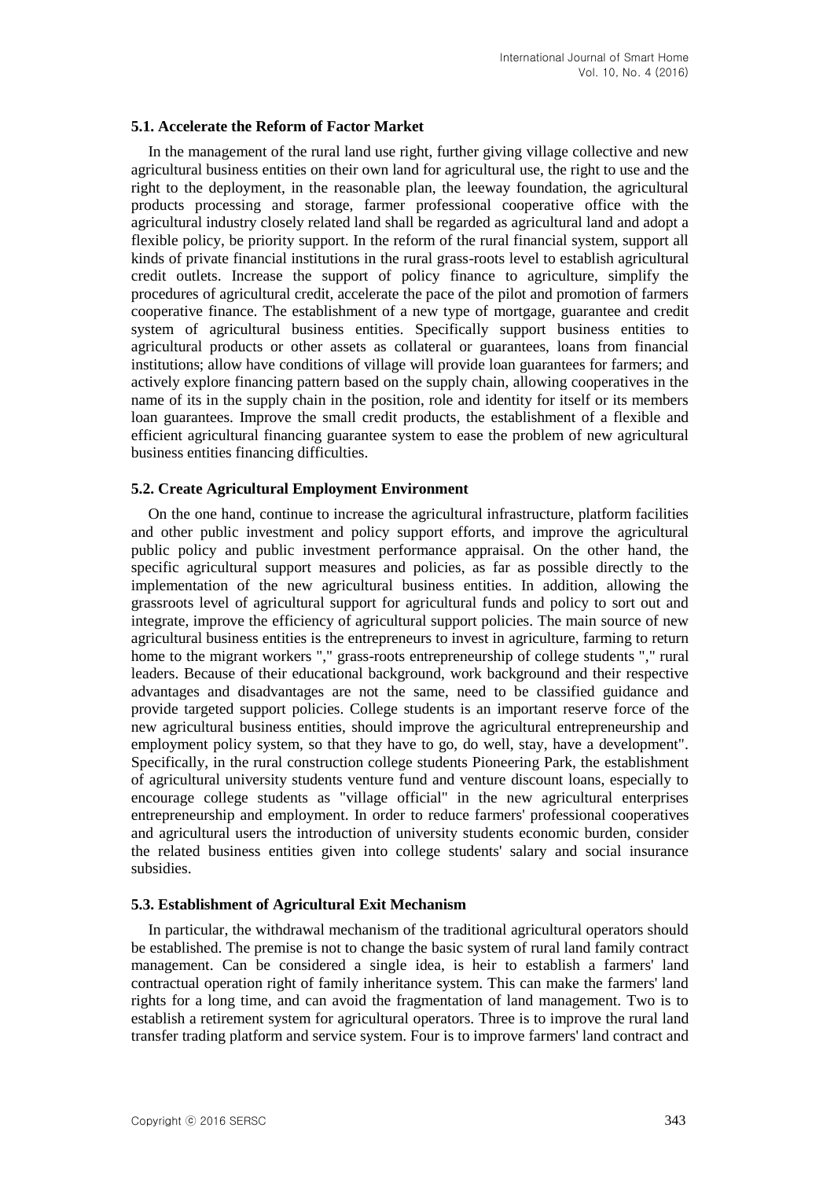### 5.1. Accelerate the Reform of Factor Market

In the management of the rural land use right, further giving village collective and new agricultural business entities on their own land for agricultural use, the right to use and the right to the deployment, in the reasonable plan, the leeway foundation, the agricultural products processing and storage, farmer professional cooperative office with the agricultural industry closely related land shall be regarded as agricultural land and adopt a flexible policy, be priority support. In the reform of the rural financial system, support all kinds of private financial institutions in the rural grass-roots level to establish agricultural credit outlets. Increase the support of policy finance to agriculture, simplify the procedures of agricultural credit, accelerate the pace of the pilot and promotion of farmers cooperative finance. The establishment of a new type of mortgage, guarantee and credit system of agricultural business entities. Specifically support business entities to agricultural products or other assets as collateral or guarantees, loans from financial institutions; allow have conditions of village will provide loan guarantees for farmers; and actively explore financing pattern based on the supply chain, allowing cooperatives in the name of its in the supply chain in the position, role and identity for itself or its members loan guarantees. Improve the small credit products, the establishment of a flexible and efficient agricultural financing guarantee system to ease the problem of new agricultural business entities financing difficulties.

### 5.2. Create Agricultural Employment Environment

On the one hand, continue to increase the agricultural infrastructure, platform facilities and other public investment and policy support efforts, and improve the agricultural public policy and public investment performance appraisal. On the other hand, the specific agricultural support measures and policies, as far as possible directly to the implementation of the new agricultural business entities. In addition, allowing the grassroots level of agricultural support for agricultural funds and policy to sort out and integrate, improve the efficiency of agricultural support policies. The main source of new agricultural business entities is the entrepreneurs to invest in agriculture, farming to return home to the migrant workers "," grass-roots entrepreneurship of college students "," rural leaders. Because of their educational background, work background and their respective advantages and disadvantages are not the same, need to be classified guidance and provide targeted support policies. College students is an important reserve force of the new agricultural business entities, should improve the agricultural entrepreneurship and employment policy system, so that they have to go, do well, stay, have a development". Specifically, in the rural construction college students Pioneering Park, the establishment of agricultural university students venture fund and venture discount loans, especially to encourage college students as "village official" in the new agricultural enterprises entrepreneurship and employment. In order to reduce farmers' professional cooperatives and agricultural users the introduction of university students economic burden, consider the related business entities given into college students' salary and social insurance subsidies.

### 5.3. Establishment of Agricultural Exit Mechanism

In particular, the withdrawal mechanism of the traditional agricultural operators should be established. The premise is not to change the basic system of rural land family contract management. Can be considered a single idea, is heir to establish a farmers' land contractual operation right of family inheritance system. This can make the farmers' land rights for a long time, and can avoid the fragmentation of land management. Two is to establish a retirement system for agricultural operators. Three is to improve the rural land transfer trading platform and service system. Four is to improve farmers' land contract and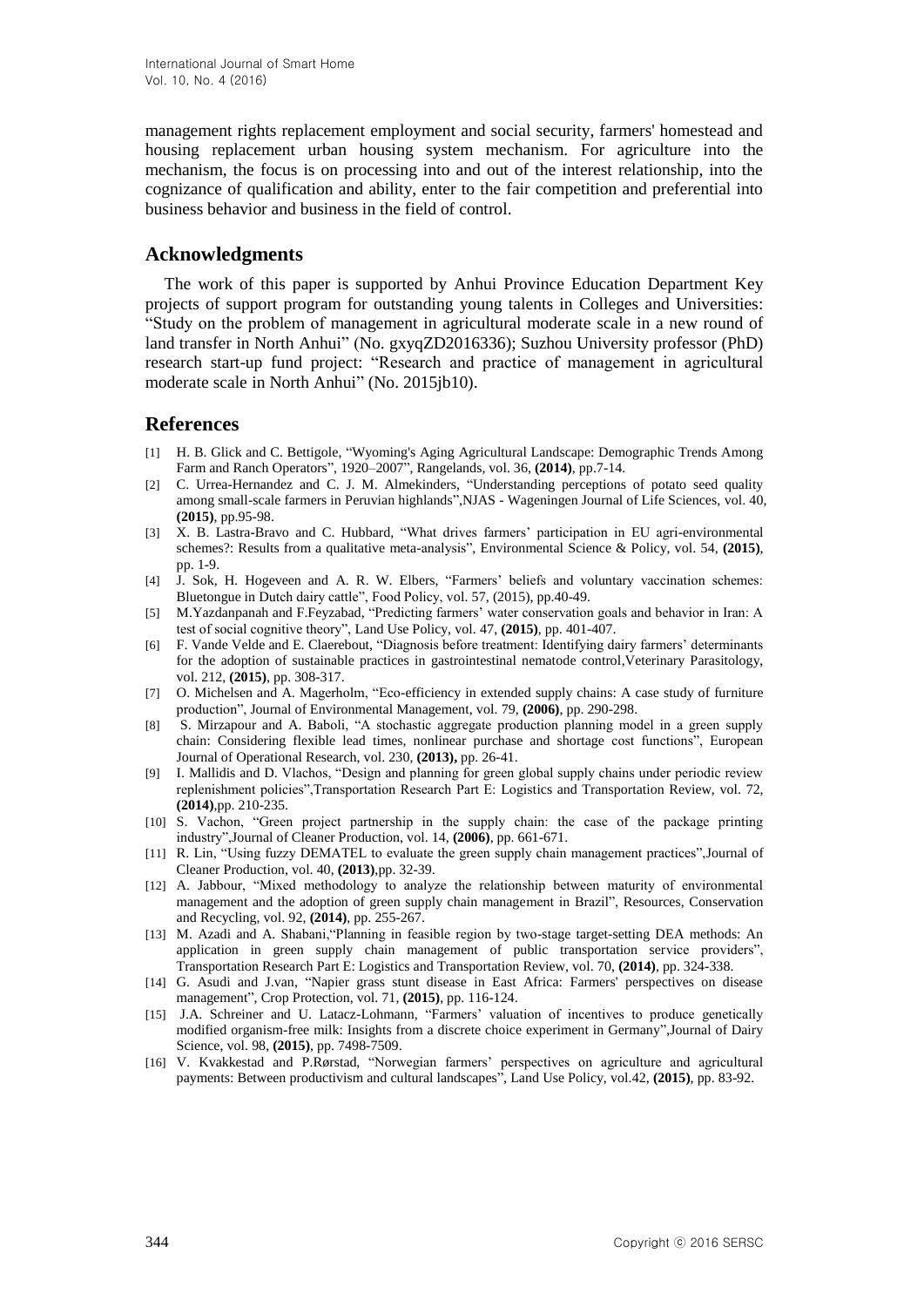management rights replacement employment and social security, farmers' homestead and housing replacement urban housing system mechanism. For agriculture into the mechanism, the focus is on processing into and out of the interest relationship, into the cognizance of qualification and ability, enter to the fair competition and preferential into business behavior and business in the field of control.

## Acknowledgments

The work of this paper is supported by Anhui Province Education Department Key projects of support program for outstanding young talents in Colleges and Universities: "Study on the problem of management in agricultural moderate scale in a new round of land transfer in North Anhui" (No. gxyqZD2016336); Suzhou University professor (PhD) research start-up fund project: "Research and practice of management in agricultural moderate scale in North Anhui" (No. 2015jb10).

## References

[1] H. B. Glick and C. Bettigole, "Wyoming's Aging Agricultural Landscape: Demographic Trends Among Farm and Ranch Operators", 1920–2007", Rangelands, vol. 36, **(2014)**, pp.7-14.

[2] C. Urrea-Hernandez and C. J. M. Almekinders, "Understanding perceptions of potato seed quality among small-scale farmers in Peruvian highlands",NJAS - Wageningen Journal of Life Sciences, vol. 40, **(2015)**, pp.95-98.

[3] X. B. Lastra-Bravo and C. Hubbard, "What drives farmers' participation in EU agri-environmental schemes?: Results from a qualitative meta-analysis", Environmental Science & Policy, vol. 54, **(2015)**, pp. 1-9.

[4] J. Sok, H. Hogeveen and A. R. W. Elbers, "Farmers' beliefs and voluntary vaccination schemes: Bluetongue in Dutch dairy cattle", Food Policy, vol. 57, (2015), pp.40-49.

[5] M.Yazdanpanah and F.Feyzabad, "Predicting farmers' water conservation goals and behavior in Iran: A test of social cognitive theory", Land Use Policy, vol. 47, **(2015)**, pp. 401-407.

[6] F. Vande Velde and E. Claerebout, "Diagnosis before treatment: Identifying dairy farmers' determinants for the adoption of sustainable practices in gastrointestinal nematode control,Veterinary Parasitology, vol. 212, **(2015)**, pp. 308-317.

[7] O. Michelsen and A. Magerholm, "Eco-efficiency in extended supply chains: A case study of furniture production", Journal of Environmental Management, vol. 79, **(2006)**, pp. 290-298.

[8] S. Mirzapour and A. Baboli, "A stochastic aggregate production planning model in a green supply chain: Considering flexible lead times, nonlinear purchase and shortage cost functions", European Journal of Operational Research, vol. 230, **(2013),** pp. 26-41.

[9] I. Mallidis and D. Vlachos, "Design and planning for green global supply chains under periodic review replenishment policies",Transportation Research Part E: Logistics and Transportation Review, vol. 72, **(2014)**,pp. 210-235.

[10] S. Vachon, "Green project partnership in the supply chain: the case of the package printing industry",Journal of Cleaner Production, vol. 14, **(2006)**, pp. 661-671.

[11] R. Lin, "Using fuzzy DEMATEL to evaluate the green supply chain management practices",Journal of Cleaner Production, vol. 40, **(2013)**,pp. 32-39.

[12] A. Jabbour, "Mixed methodology to analyze the relationship between maturity of environmental management and the adoption of green supply chain management in Brazil", Resources, Conservation and Recycling, vol. 92, **(2014)**, pp. 255-267.

[13] M. Azadi and A. Shabani,"Planning in feasible region by two-stage target-setting DEA methods: An application in green supply chain management of public transportation service providers", Transportation Research Part E: Logistics and Transportation Review, vol. 70, **(2014)**, pp. 324-338.

[14] G. Asudi and J.van, "Napier grass stunt disease in East Africa: Farmers' perspectives on disease management", Crop Protection, vol. 71, **(2015)**, pp. 116-124.

[15] J.A. Schreiner and U. Latacz-Lohmann, "Farmers' valuation of incentives to produce genetically modified organism-free milk: Insights from a discrete choice experiment in Germany",Journal of Dairy Science, vol. 98, **(2015)**, pp. 7498-7509.

[16] V. Kvakkestad and P.Rørstad, "Norwegian farmers' perspectives on agriculture and agricultural payments: Between productivism and cultural landscapes", Land Use Policy, vol.42, **(2015)**, pp. 83-92.